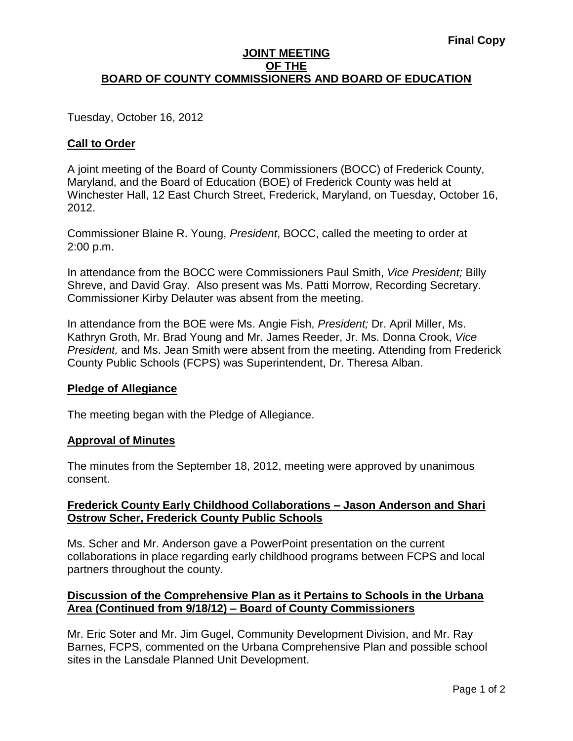**Final Copy**

# JOINT MEETING
# OF THE
# BOARD OF COUNTY COMMISSIONERS AND BOARD OF EDUCATION

Tuesday, October 16, 2012

## Call to Order

A joint meeting of the Board of County Commissioners (BOCC) of Frederick County, Maryland, and the Board of Education (BOE) of Frederick County was held at Winchester Hall, 12 East Church Street, Frederick, Maryland, on Tuesday, October 16, 2012.

Commissioner Blaine R. Young, *President*, BOCC, called the meeting to order at 2:00 p.m.

In attendance from the BOCC were Commissioners Paul Smith, *Vice President;* Billy Shreve, and David Gray. Also present was Ms. Patti Morrow, Recording Secretary. Commissioner Kirby Delauter was absent from the meeting.

In attendance from the BOE were Ms. Angie Fish, *President;* Dr. April Miller, Ms. Kathryn Groth, Mr. Brad Young and Mr. James Reeder, Jr. Ms. Donna Crook, *Vice President,* and Ms. Jean Smith were absent from the meeting. Attending from Frederick County Public Schools (FCPS) was Superintendent, Dr. Theresa Alban.

## Pledge of Allegiance

The meeting began with the Pledge of Allegiance.

## Approval of Minutes

The minutes from the September 18, 2012, meeting were approved by unanimous consent.

## Frederick County Early Childhood Collaborations – Jason Anderson and Shari Ostrow Scher, Frederick County Public Schools

Ms. Scher and Mr. Anderson gave a PowerPoint presentation on the current collaborations in place regarding early childhood programs between FCPS and local partners throughout the county.

## Discussion of the Comprehensive Plan as it Pertains to Schools in the Urbana Area (Continued from 9/18/12) – Board of County Commissioners

Mr. Eric Soter and Mr. Jim Gugel, Community Development Division, and Mr. Ray Barnes, FCPS, commented on the Urbana Comprehensive Plan and possible school sites in the Lansdale Planned Unit Development.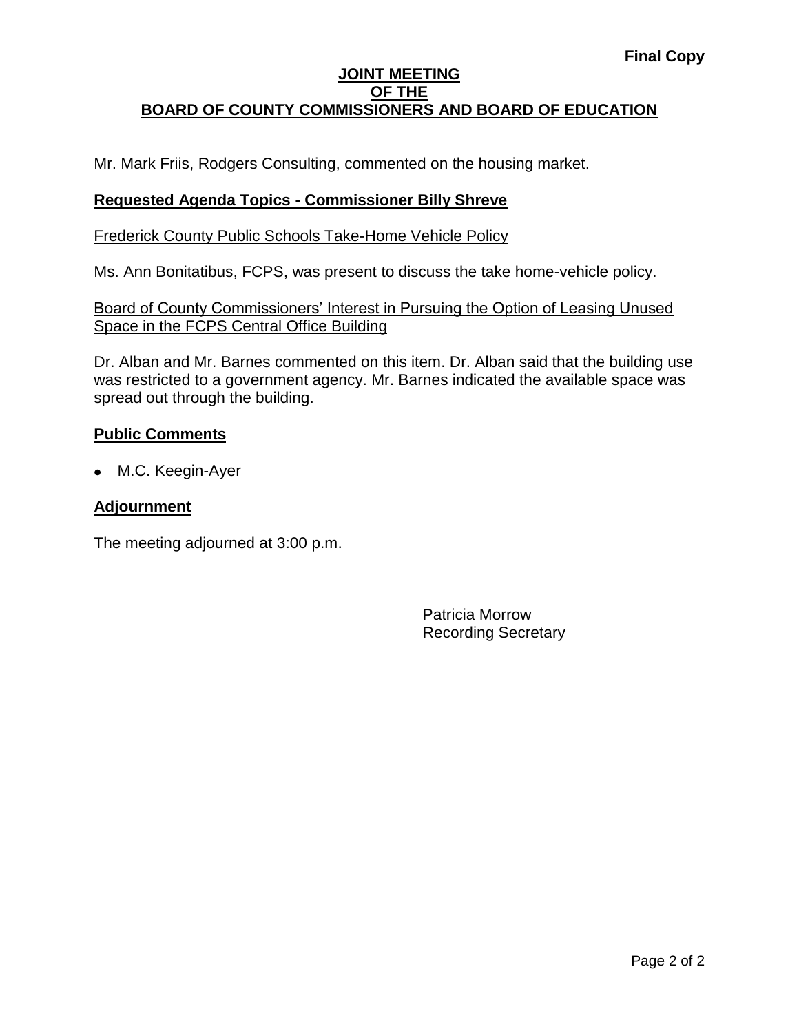**Final Copy**

**JOINT MEETING**
**OF THE**
**BOARD OF COUNTY COMMISSIONERS AND BOARD OF EDUCATION**

Mr. Mark Friis, Rodgers Consulting, commented on the housing market.

## Requested Agenda Topics - Commissioner Billy Shreve

Frederick County Public Schools Take-Home Vehicle Policy

Ms. Ann Bonitatibus, FCPS, was present to discuss the take home-vehicle policy.

Board of County Commissioners' Interest in Pursuing the Option of Leasing Unused Space in the FCPS Central Office Building

Dr. Alban and Mr. Barnes commented on this item. Dr. Alban said that the building use was restricted to a government agency. Mr. Barnes indicated the available space was spread out through the building.

## Public Comments

- M.C. Keegin-Ayer

## Adjournment

The meeting adjourned at 3:00 p.m.

Patricia Morrow
Recording Secretary